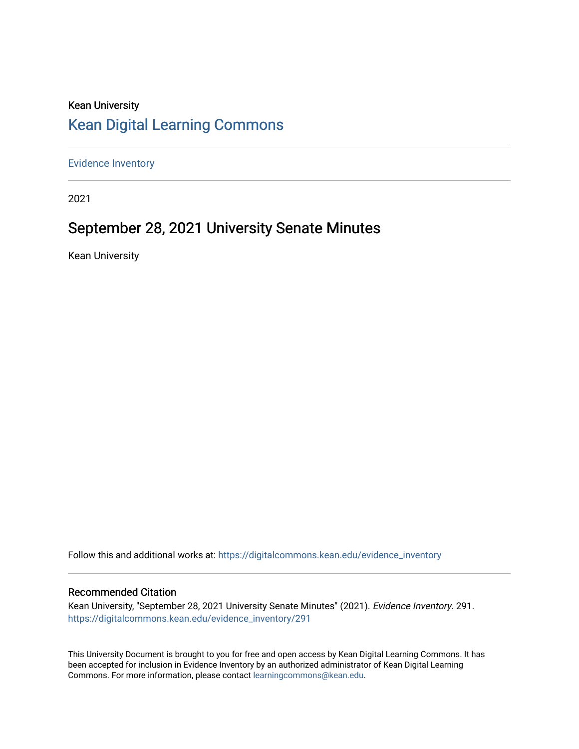Kean University

## Kean Digital Learning Commons

Evidence Inventory

2021

# September 28, 2021 University Senate Minutes

Kean University

Follow this and additional works at: https://digitalcommons.kean.edu/evidence_inventory

### Recommended Citation

Kean University, "September 28, 2021 University Senate Minutes" (2021). *Evidence Inventory*. 291.
https://digitalcommons.kean.edu/evidence_inventory/291

This University Document is brought to you for free and open access by Kean Digital Learning Commons. It has been accepted for inclusion in Evidence Inventory by an authorized administrator of Kean Digital Learning Commons. For more information, please contact learningcommons@kean.edu.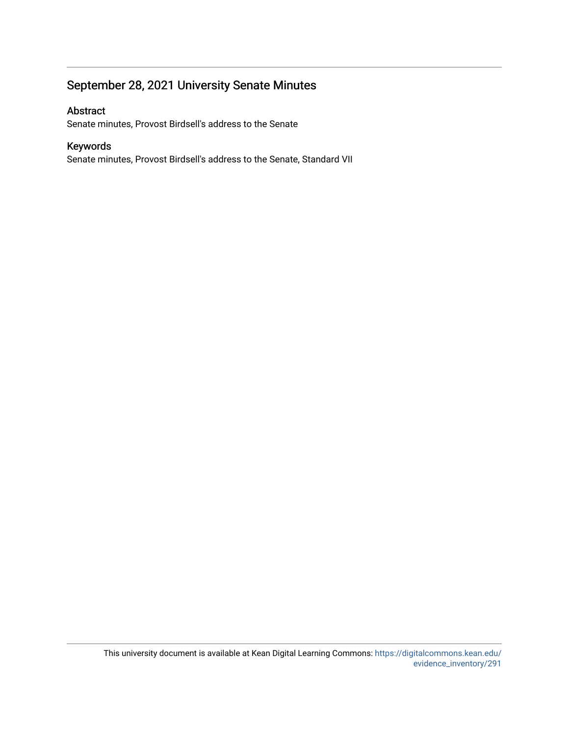## September 28, 2021 University Senate Minutes

### Abstract

Senate minutes, Provost Birdsell's address to the Senate

### Keywords

Senate minutes, Provost Birdsell's address to the Senate, Standard VII

This university document is available at Kean Digital Learning Commons: https://digitalcommons.kean.edu/evidence_inventory/291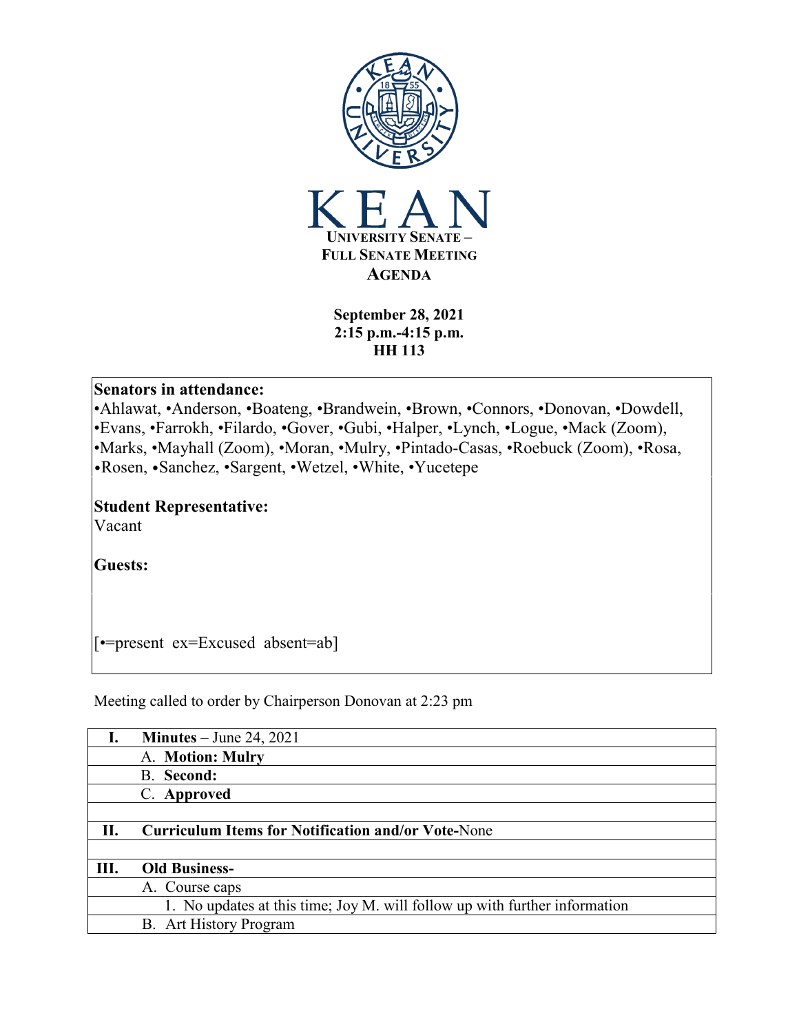**KEAN**
**UNIVERSITY SENATE –**
**FULL SENATE MEETING**
**AGENDA**

**September 28, 2021**
**2:15 p.m.-4:15 p.m.**
**HH 113**

**Senators in attendance:**
•Ahlawat, •Anderson, •Boateng, •Brandwein, •Brown, •Connors, •Donovan, •Dowdell, •Evans, •Farrokh, •Filardo, •Gover, •Gubi, •Halper, •Lynch, •Logue, •Mack (Zoom), •Marks, •Mayhall (Zoom), •Moran, •Mulry, •Pintado-Casas, •Roebuck (Zoom), •Rosa, •Rosen, •Sanchez, •Sargent, •Wetzel, •White, •Yucetepe

**Student Representative:**
Vacant

**Guests:**

[•=present ex=Excused absent=ab]

Meeting called to order by Chairperson Donovan at 2:23 pm

| | |
|---|---|
| **I.** | **Minutes** – June 24, 2021 |
| | A. **Motion: Mulry** |
| | B. **Second:** |
| | C. **Approved** |
| | |
| **II.** | **Curriculum Items for Notification and/or Vote-**None |
| | |
| **III.** | **Old Business-** |
| | A. Course caps |
| | 1. No updates at this time; Joy M. will follow up with further information |
| | B. Art History Program |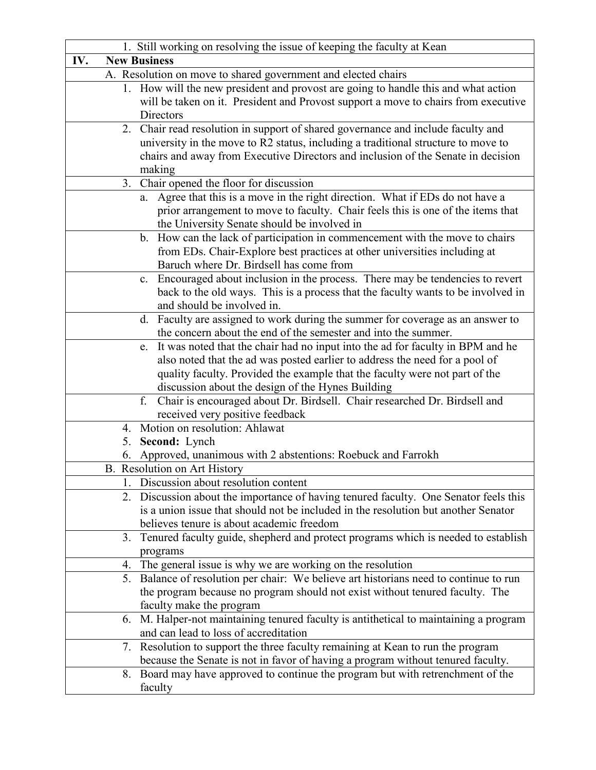1. Still working on resolving the issue of keeping the faculty at Kean

## IV. New Business

A. Resolution on move to shared government and elected chairs

1. How will the new president and provost are going to handle this and what action will be taken on it. President and Provost support a move to chairs from executive Directors
2. Chair read resolution in support of shared governance and include faculty and university in the move to R2 status, including a traditional structure to move to chairs and away from Executive Directors and inclusion of the Senate in decision making
3. Chair opened the floor for discussion
    a. Agree that this is a move in the right direction. What if EDs do not have a prior arrangement to move to faculty. Chair feels this is one of the items that the University Senate should be involved in
    b. How can the lack of participation in commencement with the move to chairs from EDs. Chair-Explore best practices at other universities including at Baruch where Dr. Birdsell has come from
    c. Encouraged about inclusion in the process. There may be tendencies to revert back to the old ways. This is a process that the faculty wants to be involved in and should be involved in.
    d. Faculty are assigned to work during the summer for coverage as an answer to the concern about the end of the semester and into the summer.
    e. It was noted that the chair had no input into the ad for faculty in BPM and he also noted that the ad was posted earlier to address the need for a pool of quality faculty. Provided the example that the faculty were not part of the discussion about the design of the Hynes Building
    f. Chair is encouraged about Dr. Birdsell. Chair researched Dr. Birdsell and received very positive feedback
4. Motion on resolution: Ahlawat
5. **Second:** Lynch
6. Approved, unanimous with 2 abstentions: Roebuck and Farrokh

B. Resolution on Art History

1. Discussion about resolution content
2. Discussion about the importance of having tenured faculty. One Senator feels this is a union issue that should not be included in the resolution but another Senator believes tenure is about academic freedom
3. Tenured faculty guide, shepherd and protect programs which is needed to establish programs
4. The general issue is why we are working on the resolution
5. Balance of resolution per chair: We believe art historians need to continue to run the program because no program should not exist without tenured faculty. The faculty make the program
6. M. Halper-not maintaining tenured faculty is antithetical to maintaining a program and can lead to loss of accreditation
7. Resolution to support the three faculty remaining at Kean to run the program because the Senate is not in favor of having a program without tenured faculty.
8. Board may have approved to continue the program but with retrenchment of the faculty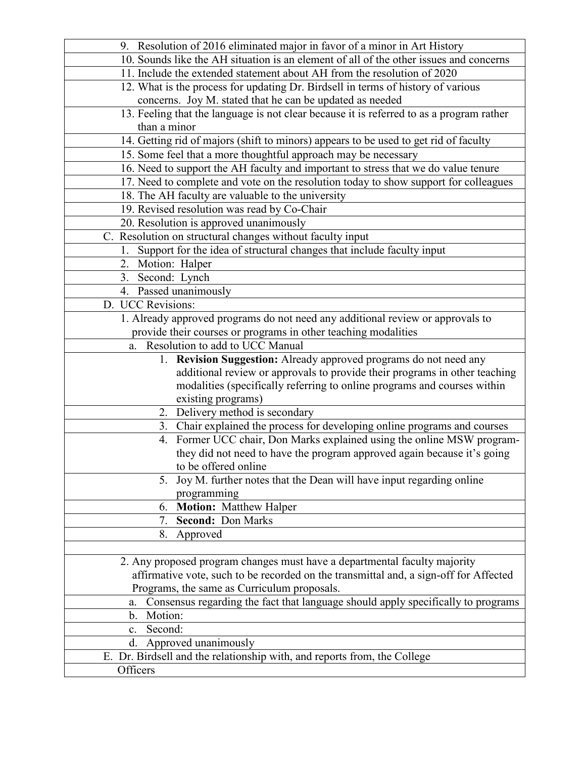9. Resolution of 2016 eliminated major in favor of a minor in Art History
10. Sounds like the AH situation is an element of all of the other issues and concerns
11. Include the extended statement about AH from the resolution of 2020
12. What is the process for updating Dr. Birdsell in terms of history of various concerns. Joy M. stated that he can be updated as needed
13. Feeling that the language is not clear because it is referred to as a program rather than a minor
14. Getting rid of majors (shift to minors) appears to be used to get rid of faculty
15. Some feel that a more thoughtful approach may be necessary
16. Need to support the AH faculty and important to stress that we do value tenure
17. Need to complete and vote on the resolution today to show support for colleagues
18. The AH faculty are valuable to the university
19. Revised resolution was read by Co-Chair
20. Resolution is approved unanimously

C. Resolution on structural changes without faculty input
   1. Support for the idea of structural changes that include faculty input
   2. Motion: Halper
   3. Second: Lynch
   4. Passed unanimously

D. UCC Revisions:
   1. Already approved programs do not need any additional review or approvals to provide their courses or programs in other teaching modalities
      a. Resolution to add to UCC Manual
         1. **Revision Suggestion:** Already approved programs do not need any additional review or approvals to provide their programs in other teaching modalities (specifically referring to online programs and courses within existing programs)
         2. Delivery method is secondary
         3. Chair explained the process for developing online programs and courses
         4. Former UCC chair, Don Marks explained using the online MSW program- they did not need to have the program approved again because it's going to be offered online
         5. Joy M. further notes that the Dean will have input regarding online programming
         6. **Motion:** Matthew Halper
         7. **Second:** Don Marks
         8. Approved

   2. Any proposed program changes must have a departmental faculty majority affirmative vote, such to be recorded on the transmittal and, a sign-off for Affected Programs, the same as Curriculum proposals.
      a. Consensus regarding the fact that language should apply specifically to programs
      b. Motion:
      c. Second:
      d. Approved unanimously

E. Dr. Birdsell and the relationship with, and reports from, the College Officers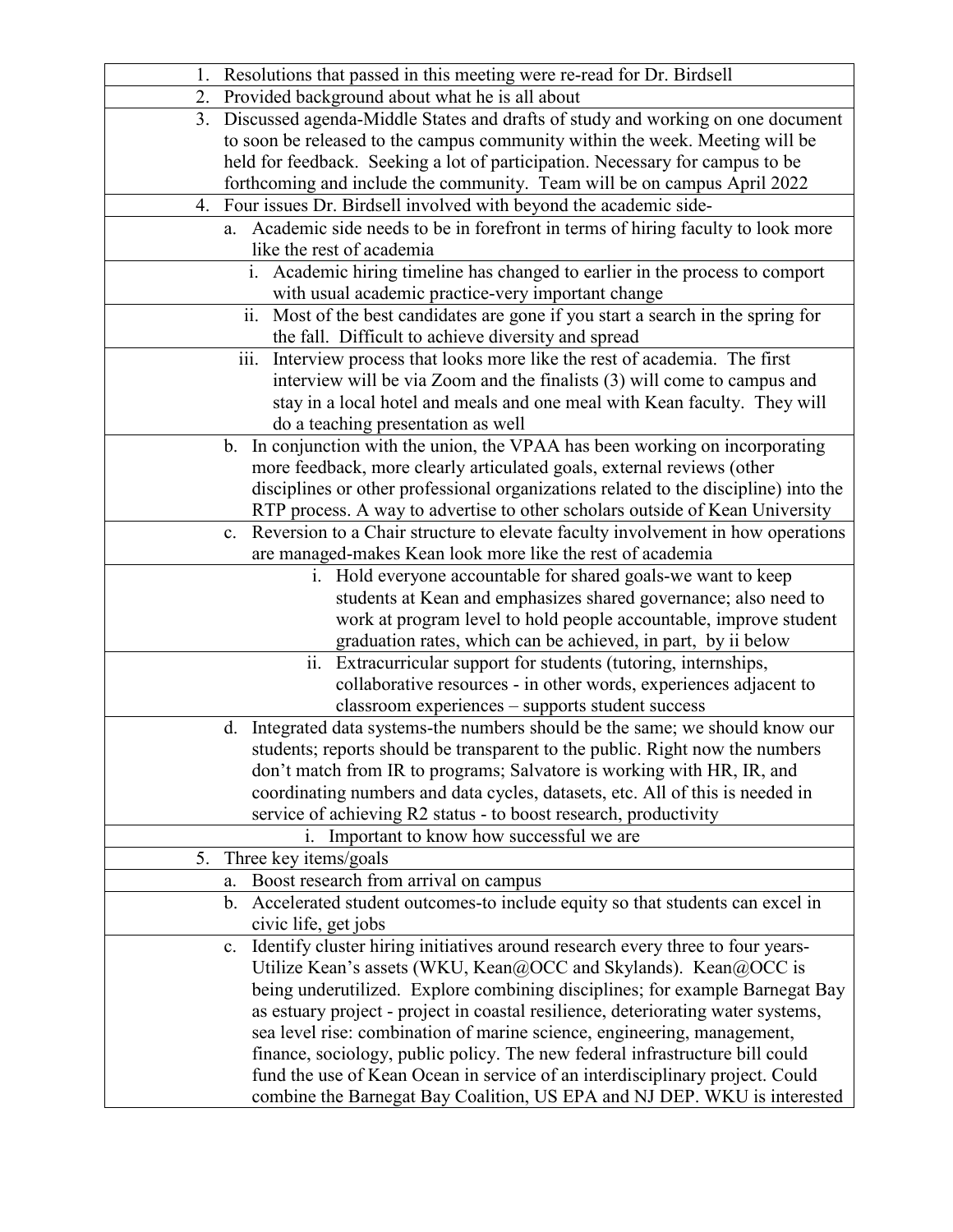1. Resolutions that passed in this meeting were re-read for Dr. Birdsell
2. Provided background about what he is all about
3. Discussed agenda-Middle States and drafts of study and working on one document to soon be released to the campus community within the week. Meeting will be held for feedback. Seeking a lot of participation. Necessary for campus to be forthcoming and include the community. Team will be on campus April 2022
4. Four issues Dr. Birdsell involved with beyond the academic side-
   a. Academic side needs to be in forefront in terms of hiring faculty to look more like the rest of academia
      i. Academic hiring timeline has changed to earlier in the process to comport with usual academic practice-very important change
      ii. Most of the best candidates are gone if you start a search in the spring for the fall. Difficult to achieve diversity and spread
      iii. Interview process that looks more like the rest of academia. The first interview will be via Zoom and the finalists (3) will come to campus and stay in a local hotel and meals and one meal with Kean faculty. They will do a teaching presentation as well
   b. In conjunction with the union, the VPAA has been working on incorporating more feedback, more clearly articulated goals, external reviews (other disciplines or other professional organizations related to the discipline) into the RTP process. A way to advertise to other scholars outside of Kean University
   c. Reversion to a Chair structure to elevate faculty involvement in how operations are managed-makes Kean look more like the rest of academia
      i. Hold everyone accountable for shared goals-we want to keep students at Kean and emphasizes shared governance; also need to work at program level to hold people accountable, improve student graduation rates, which can be achieved, in part, by ii below
      ii. Extracurricular support for students (tutoring, internships, collaborative resources - in other words, experiences adjacent to classroom experiences – supports student success
   d. Integrated data systems-the numbers should be the same; we should know our students; reports should be transparent to the public. Right now the numbers don't match from IR to programs; Salvatore is working with HR, IR, and coordinating numbers and data cycles, datasets, etc. All of this is needed in service of achieving R2 status - to boost research, productivity
      i. Important to know how successful we are
5. Three key items/goals
   a. Boost research from arrival on campus
   b. Accelerated student outcomes-to include equity so that students can excel in civic life, get jobs
   c. Identify cluster hiring initiatives around research every three to four years-Utilize Kean's assets (WKU, Kean@OCC and Skylands). Kean@OCC is being underutilized. Explore combining disciplines; for example Barnegat Bay as estuary project - project in coastal resilience, deteriorating water systems, sea level rise: combination of marine science, engineering, management, finance, sociology, public policy. The new federal infrastructure bill could fund the use of Kean Ocean in service of an interdisciplinary project. Could combine the Barnegat Bay Coalition, US EPA and NJ DEP. WKU is interested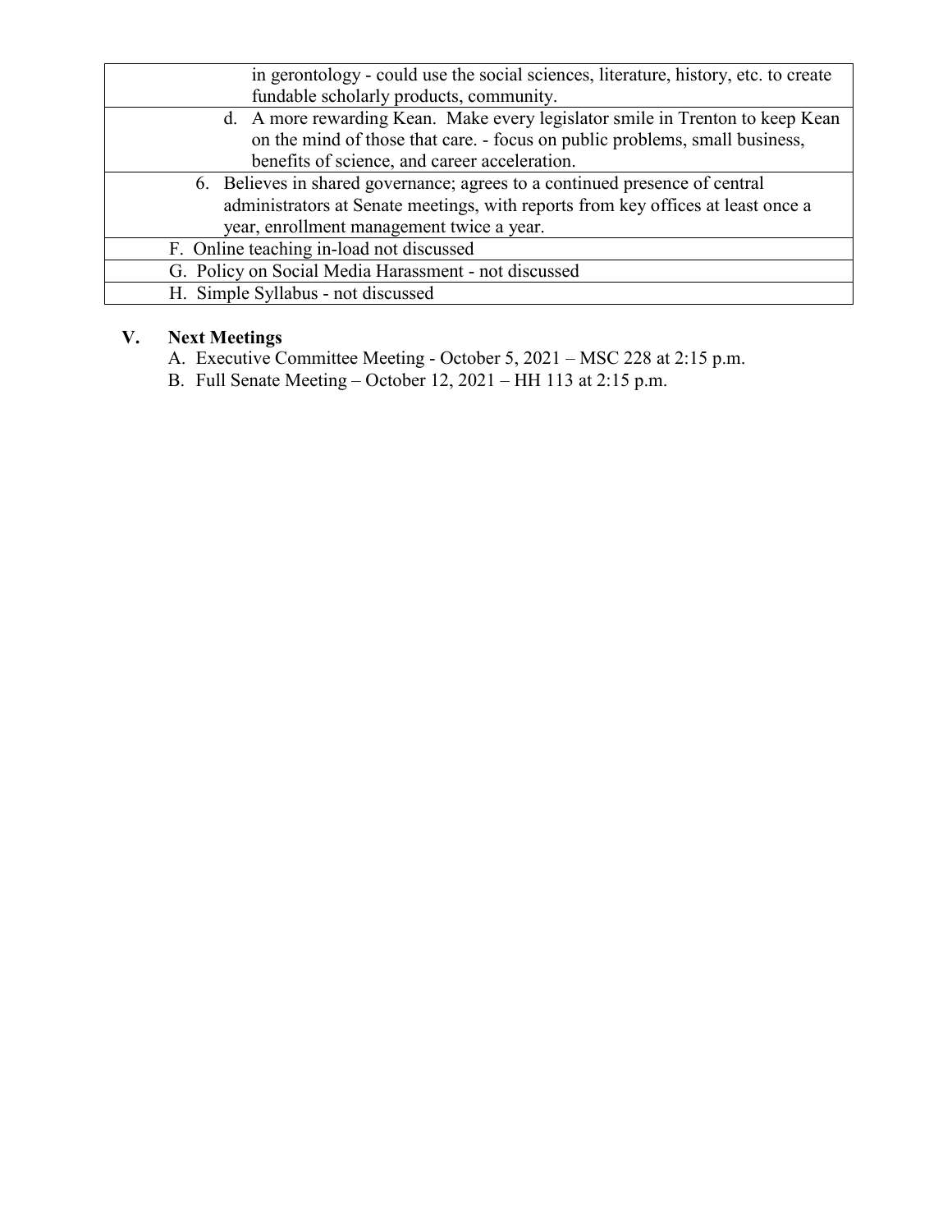| |
|---|
| in gerontology - could use the social sciences, literature, history, etc. to create fundable scholarly products, community. |
| d. A more rewarding Kean. Make every legislator smile in Trenton to keep Kean on the mind of those that care. - focus on public problems, small business, benefits of science, and career acceleration. |
| 6. Believes in shared governance; agrees to a continued presence of central administrators at Senate meetings, with reports from key offices at least once a year, enrollment management twice a year. |
| F. Online teaching in-load not discussed |
| G. Policy on Social Media Harassment - not discussed |
| H. Simple Syllabus - not discussed |

## V. Next Meetings

A. Executive Committee Meeting - October 5, 2021 – MSC 228 at 2:15 p.m.

B. Full Senate Meeting – October 12, 2021 – HH 113 at 2:15 p.m.